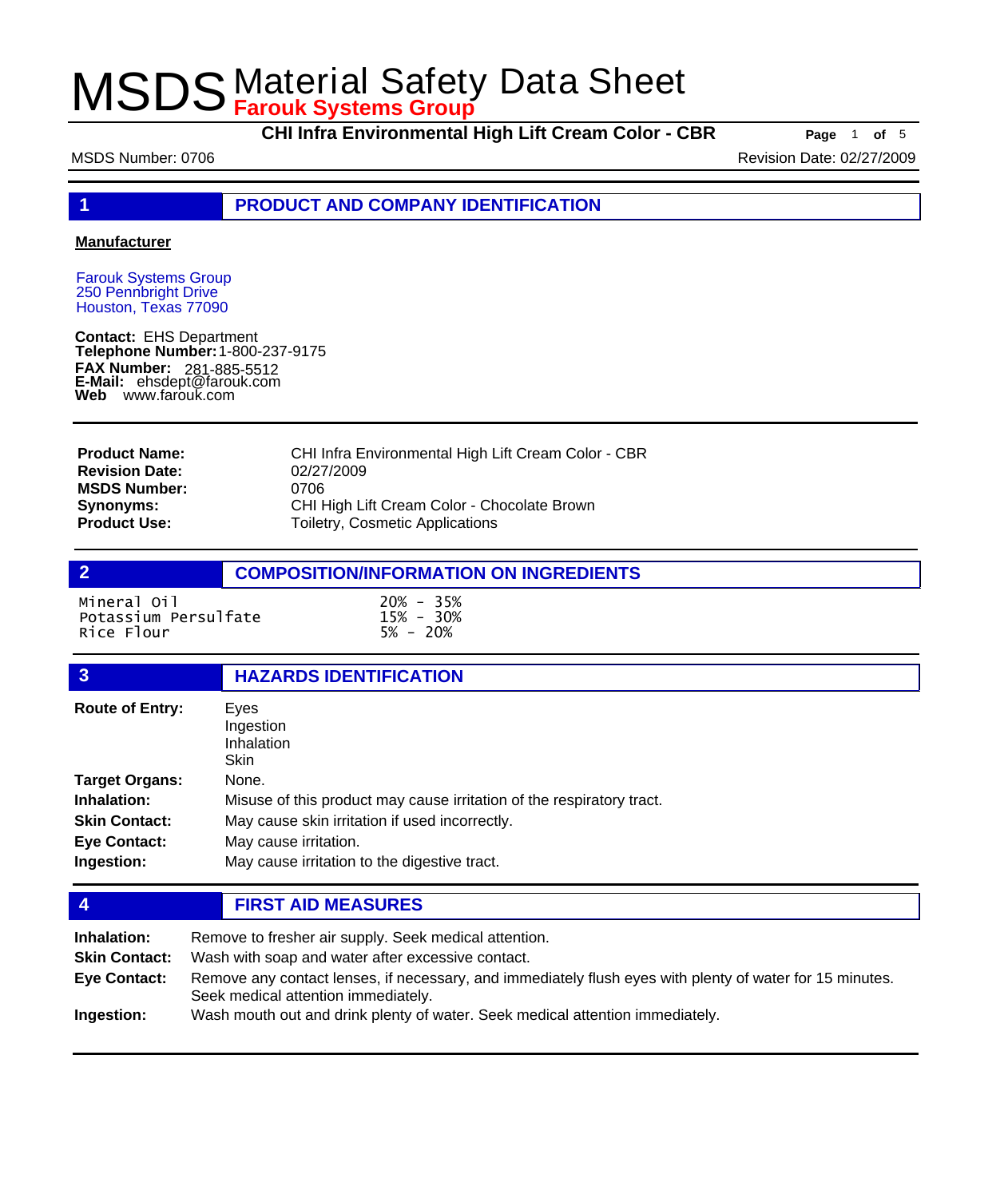# MSDS Material Safety Data Sheet

**Farouk Systems Group**

**CHI Infra Environmental High Lift Cream Color - CBR**

MSDS Number: 0706 | Revision Date: 02/27/2009

## 1 PRODUCT AND COMPANY IDENTIFICATION

**Manufacturer**

Farouk Systems Group
250 Pennbright Drive
Houston, Texas 77090

**Contact:** EHS Department
**Telephone Number:** 1-800-237-9175
**FAX Number:** 281-885-5512
**E-Mail:** ehsdept@farouk.com
**Web** www.farouk.com

| | |
|---|---|
| **Product Name:** | CHI Infra Environmental High Lift Cream Color - CBR |
| **Revision Date:** | 02/27/2009 |
| **MSDS Number:** | 0706 |
| **Synonyms:** | CHI High Lift Cream Color - Chocolate Brown |
| **Product Use:** | Toiletry, Cosmetic Applications |

## 2 COMPOSITION/INFORMATION ON INGREDIENTS

| | |
|---|---|
| Mineral Oil | 20% - 35% |
| Potassium Persulfate | 15% - 30% |
| Rice Flour | 5% - 20% |

## 3 HAZARDS IDENTIFICATION

**Route of Entry:** Eyes, Ingestion, Inhalation, Skin

**Target Organs:** None.

**Inhalation:** Misuse of this product may cause irritation of the respiratory tract.

**Skin Contact:** May cause skin irritation if used incorrectly.

**Eye Contact:** May cause irritation.

**Ingestion:** May cause irritation to the digestive tract.

## 4 FIRST AID MEASURES

**Inhalation:** Remove to fresher air supply. Seek medical attention.

**Skin Contact:** Wash with soap and water after excessive contact.

**Eye Contact:** Remove any contact lenses, if necessary, and immediately flush eyes with plenty of water for 15 minutes. Seek medical attention immediately.

**Ingestion:** Wash mouth out and drink plenty of water. Seek medical attention immediately.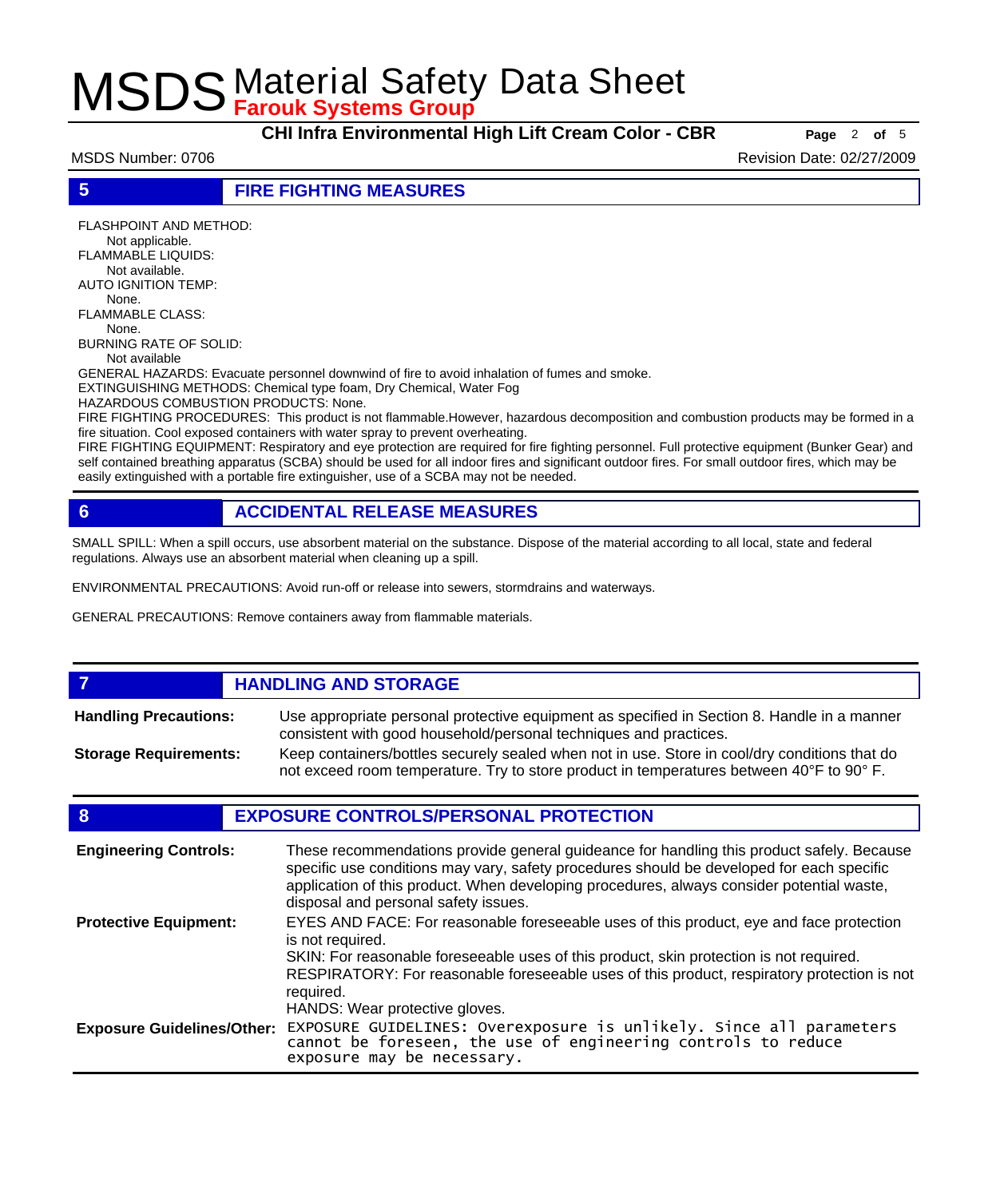## 5 FIRE FIGHTING MEASURES

FLASHPOINT AND METHOD:
Not applicable.
FLAMMABLE LIQUIDS:
Not available.
AUTO IGNITION TEMP:
None.
FLAMMABLE CLASS:
None.
BURNING RATE OF SOLID:
Not available
GENERAL HAZARDS: Evacuate personnel downwind of fire to avoid inhalation of fumes and smoke.
EXTINGUISHING METHODS: Chemical type foam, Dry Chemical, Water Fog
HAZARDOUS COMBUSTION PRODUCTS: None.
FIRE FIGHTING PROCEDURES: This product is not flammable.However, hazardous decomposition and combustion products may be formed in a fire situation. Cool exposed containers with water spray to prevent overheating.
FIRE FIGHTING EQUIPMENT: Respiratory and eye protection are required for fire fighting personnel. Full protective equipment (Bunker Gear) and self contained breathing apparatus (SCBA) should be used for all indoor fires and significant outdoor fires. For small outdoor fires, which may be easily extinguished with a portable fire extinguisher, use of a SCBA may not be needed.

## 6 ACCIDENTAL RELEASE MEASURES

SMALL SPILL: When a spill occurs, use absorbent material on the substance. Dispose of the material according to all local, state and federal regulations. Always use an absorbent material when cleaning up a spill.

ENVIRONMENTAL PRECAUTIONS: Avoid run-off or release into sewers, stormdrains and waterways.

GENERAL PRECAUTIONS: Remove containers away from flammable materials.

## 7 HANDLING AND STORAGE

**Handling Precautions:** Use appropriate personal protective equipment as specified in Section 8. Handle in a manner consistent with good household/personal techniques and practices.

**Storage Requirements:** Keep containers/bottles securely sealed when not in use. Store in cool/dry conditions that do not exceed room temperature. Try to store product in temperatures between 40°F to 90° F.

## 8 EXPOSURE CONTROLS/PERSONAL PROTECTION

**Engineering Controls:** These recommendations provide general guideance for handling this product safely. Because specific use conditions may vary, safety procedures should be developed for each specific application of this product. When developing procedures, always consider potential waste, disposal and personal safety issues.

**Protective Equipment:** EYES AND FACE: For reasonable foreseeable uses of this product, eye and face protection is not required.
SKIN: For reasonable foreseeable uses of this product, skin protection is not required.
RESPIRATORY: For reasonable foreseeable uses of this product, respiratory protection is not required.
HANDS: Wear protective gloves.

**Exposure Guidelines/Other:** EXPOSURE GUIDELINES: Overexposure is unlikely. Since all parameters cannot be foreseen, the use of engineering controls to reduce exposure may be necessary.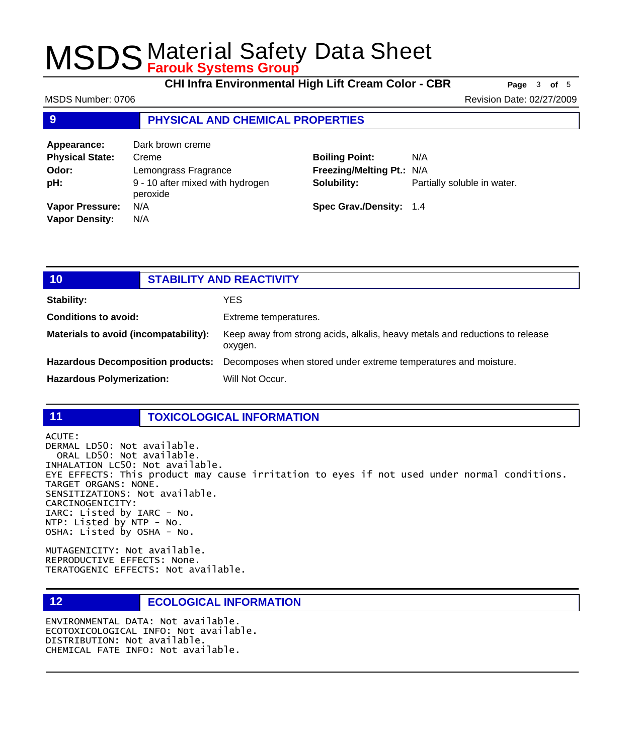## 9 PHYSICAL AND CHEMICAL PROPERTIES

| | | | |
|---|---|---|---|
| **Appearance:** | Dark brown creme | | |
| **Physical State:** | Creme | **Boiling Point:** | N/A |
| **Odor:** | Lemongrass Fragrance | **Freezing/Melting Pt.:** | N/A |
| **pH:** | 9 - 10 after mixed with hydrogen peroxide | **Solubility:** | Partially soluble in water. |
| **Vapor Pressure:** | N/A | **Spec Grav./Density:** | 1.4 |
| **Vapor Density:** | N/A | | |

## 10 STABILITY AND REACTIVITY

**Stability:** YES

**Conditions to avoid:** Extreme temperatures.

**Materials to avoid (incompatability):** Keep away from strong acids, alkalis, heavy metals and reductions to release oxygen.

**Hazardous Decomposition products:** Decomposes when stored under extreme temperatures and moisture.

**Hazardous Polymerization:** Will Not Occur.

## 11 TOXICOLOGICAL INFORMATION

ACUTE:
DERMAL LD50: Not available.
ORAL LD50: Not available.
INHALATION LC50: Not available.
EYE EFFECTS: This product may cause irritation to eyes if not used under normal conditions.
TARGET ORGANS: NONE.
SENSITIZATIONS: Not available.
CARCINOGENICITY:
IARC: Listed by IARC - No.
NTP: Listed by NTP - No.
OSHA: Listed by OSHA - No.

MUTAGENICITY: Not available.
REPRODUCTIVE EFFECTS: None.
TERATOGENIC EFFECTS: Not available.

## 12 ECOLOGICAL INFORMATION

ENVIRONMENTAL DATA: Not available.
ECOTOXICOLOGICAL INFO: Not available.
DISTRIBUTION: Not available.
CHEMICAL FATE INFO: Not available.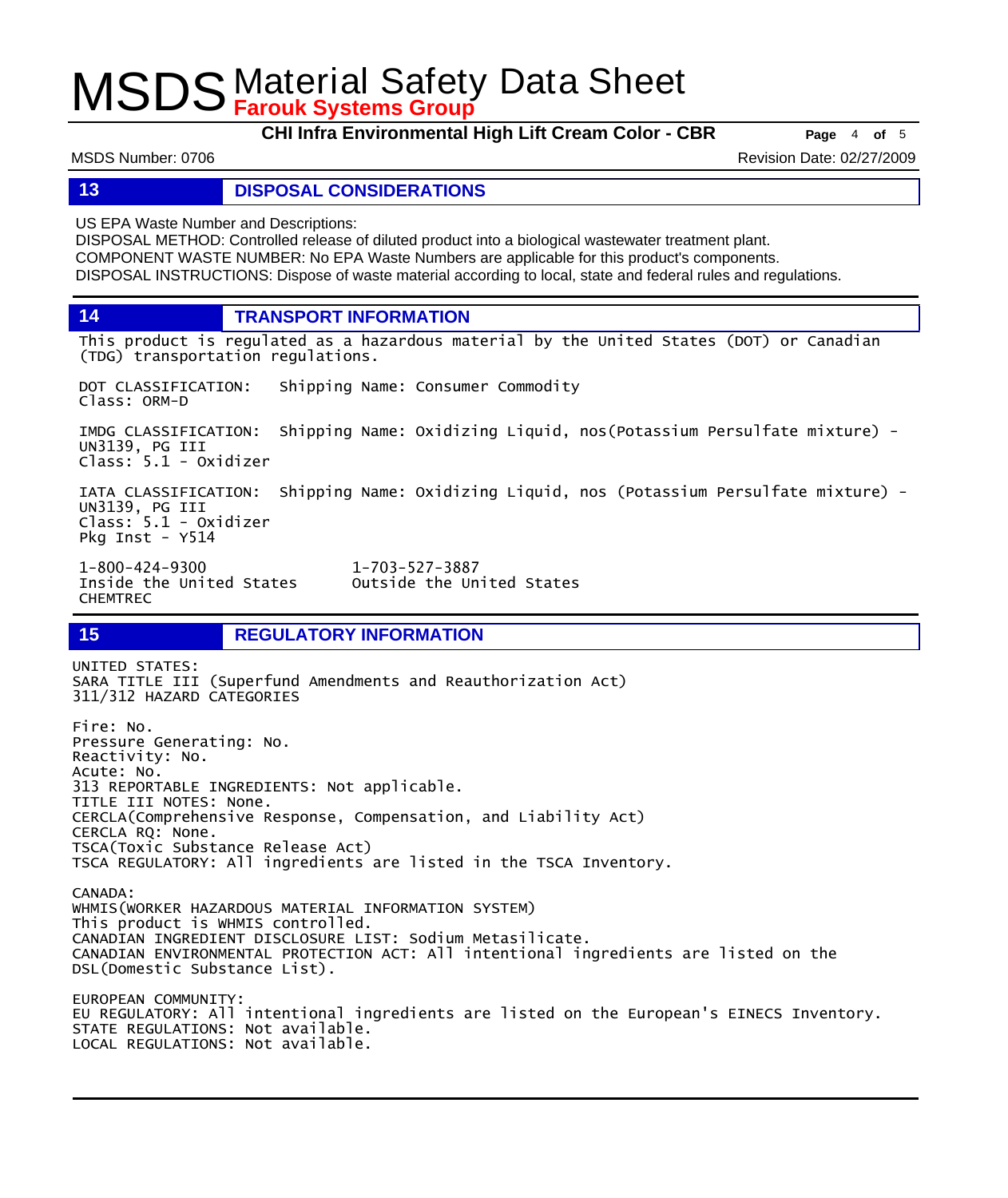## 13 DISPOSAL CONSIDERATIONS

US EPA Waste Number and Descriptions:
DISPOSAL METHOD: Controlled release of diluted product into a biological wastewater treatment plant.
COMPONENT WASTE NUMBER: No EPA Waste Numbers are applicable for this product's components.
DISPOSAL INSTRUCTIONS: Dispose of waste material according to local, state and federal rules and regulations.

## 14 TRANSPORT INFORMATION

This product is regulated as a hazardous material by the United States (DOT) or Canadian (TDG) transportation regulations.

DOT CLASSIFICATION: Shipping Name: Consumer Commodity
Class: ORM-D

IMDG CLASSIFICATION: Shipping Name: Oxidizing Liquid, nos(Potassium Persulfate mixture) - UN3139, PG III
Class: 5.1 - Oxidizer

IATA CLASSIFICATION: Shipping Name: Oxidizing Liquid, nos (Potassium Persulfate mixture) - UN3139, PG III
Class: 5.1 - Oxidizer
Pkg Inst - Y514

1-800-424-9300 Inside the United States
1-703-527-3887 Outside the United States
CHEMTREC

## 15 REGULATORY INFORMATION

UNITED STATES:
SARA TITLE III (Superfund Amendments and Reauthorization Act)
311/312 HAZARD CATEGORIES

Fire: No.
Pressure Generating: No.
Reactivity: No.
Acute: No.
313 REPORTABLE INGREDIENTS: Not applicable.
TITLE III NOTES: None.
CERCLA(Comprehensive Response, Compensation, and Liability Act)
CERCLA RQ: None.
TSCA(Toxic Substance Release Act)
TSCA REGULATORY: All ingredients are listed in the TSCA Inventory.

CANADA:
WHMIS(WORKER HAZARDOUS MATERIAL INFORMATION SYSTEM)
This product is WHMIS controlled.
CANADIAN INGREDIENT DISCLOSURE LIST: Sodium Metasilicate.
CANADIAN ENVIRONMENTAL PROTECTION ACT: All intentional ingredients are listed on the DSL(Domestic Substance List).

EUROPEAN COMMUNITY:
EU REGULATORY: All intentional ingredients are listed on the European's EINECS Inventory.
STATE REGULATIONS: Not available.
LOCAL REGULATIONS: Not available.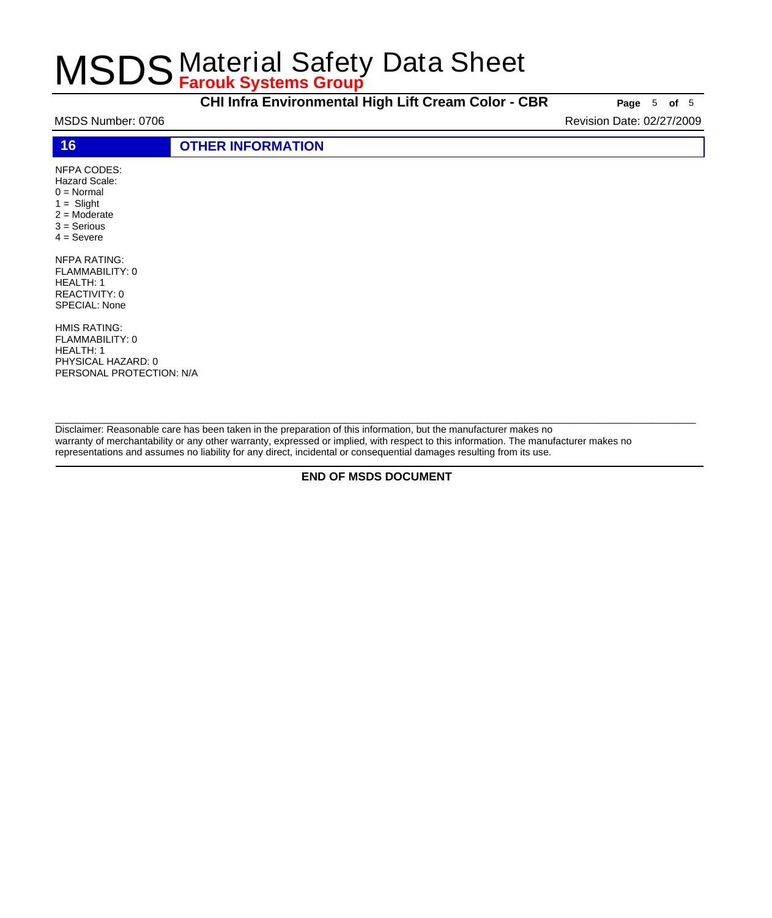## 16 OTHER INFORMATION

NFPA CODES:
Hazard Scale:
0 = Normal
1 = Slight
2 = Moderate
3 = Serious
4 = Severe

NFPA RATING:
FLAMMABILITY: 0
HEALTH: 1
REACTIVITY: 0
SPECIAL: None

HMIS RATING:
FLAMMABILITY: 0
HEALTH: 1
PHYSICAL HAZARD: 0
PERSONAL PROTECTION: N/A

---

Disclaimer: Reasonable care has been taken in the preparation of this information, but the manufacturer makes no warranty of merchantability or any other warranty, expressed or implied, with respect to this information. The manufacturer makes no representations and assumes no liability for any direct, incidental or consequential damages resulting from its use.

---

**END OF MSDS DOCUMENT**